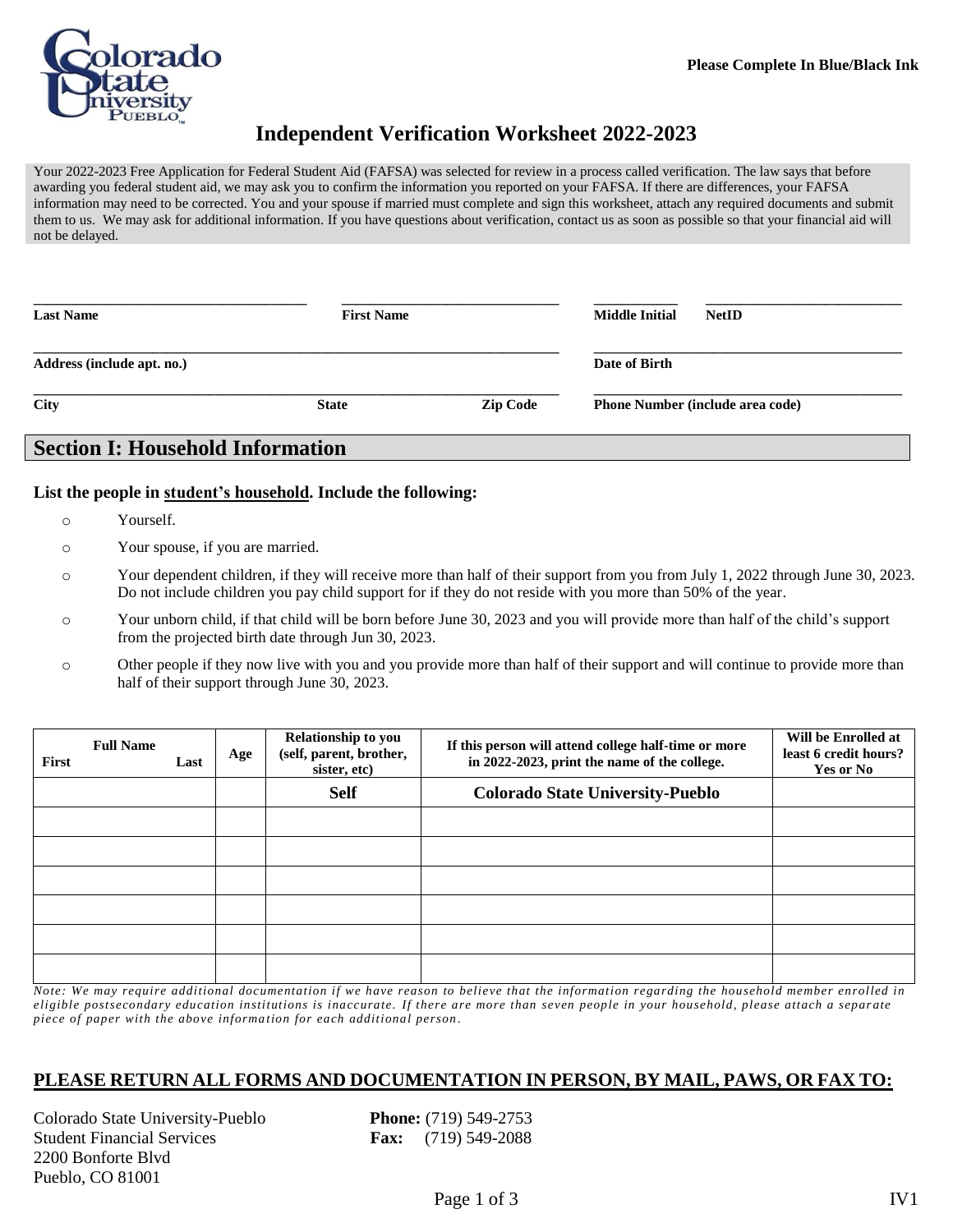Please Complete In Blue/Black Ink

# Independent Verification Worksheet 2022-2023

Your 2022-2023 Free Application for Federal Student Aid (FAFSA) was selected for review in a process called verification. The law says that before awarding you federal student aid, we may ask you to confirm the information you reported on your FAFSA. If there are differences, your FAFSA information may need to be corrected. You and your spouse if married must complete and sign this worksheet, attach any required documents and submit them to us. We may ask for additional information. If you have questions about verification, contact us as soon as possible so that your financial aid will not be delayed.

**Last Name** ____________________ **First Name** ____________________ **Middle Initial** ________ **NetID** ____________________

**Address (include apt. no.)** ________________________________________ **Date of Birth** ____________________

**City** ____________________ **State** ________ **Zip Code** ________ **Phone Number (include area code)** ____________________

## Section I: Household Information

**List the people in student's household. Include the following:**

- Yourself.
- Your spouse, if you are married.
- Your dependent children, if they will receive more than half of their support from you from July 1, 2022 through June 30, 2023. Do not include children you pay child support for if they do not reside with you more than 50% of the year.
- Your unborn child, if that child will be born before June 30, 2023 and you will provide more than half of the child's support from the projected birth date through Jun 30, 2023.
- Other people if they now live with you and you provide more than half of their support and will continue to provide more than half of their support through June 30, 2023.

| Full Name (First / Last) | Age | Relationship to you (self, parent, brother, sister, etc) | If this person will attend college half-time or more in 2022-2023, print the name of the college. | Will be Enrolled at least 6 credit hours? Yes or No |
|---|---|---|---|---|
| | | **Self** | **Colorado State University-Pueblo** | |
| | | | | |
| | | | | |
| | | | | |
| | | | | |
| | | | | |
| | | | | |

*Note: We may require additional documentation if we have reason to believe that the information regarding the household member enrolled in eligible postsecondary education institutions is inaccurate. If there are more than seven people in your household, please attach a separate piece of paper with the above information for each additional person.*

**PLEASE RETURN ALL FORMS AND DOCUMENTATION IN PERSON, BY MAIL, PAWS, OR FAX TO:**

Colorado State University-Pueblo
Student Financial Services
2200 Bonforte Blvd
Pueblo, CO 81001

**Phone:** (719) 549-2753
**Fax:** (719) 549-2088

IV1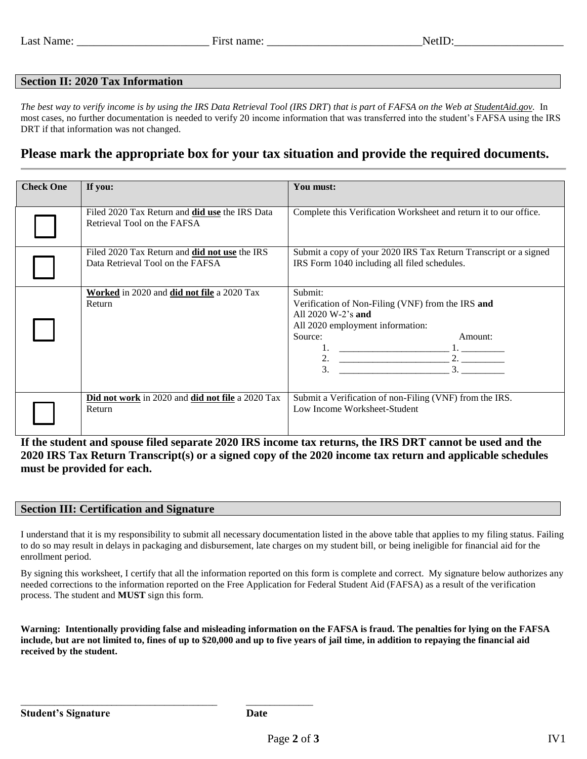Last Name: _______________________ First name: ___________________________NetID:___________________

## Section II: 2020 Tax Information

*The best way to verify income is by using the IRS Data Retrieval Tool (IRS DRT) that is part of FAFSA on the Web at StudentAid.gov.* In most cases, no further documentation is needed to verify 20 income information that was transferred into the student's FAFSA using the IRS DRT if that information was not changed.

## Please mark the appropriate box for your tax situation and provide the required documents.

| Check One | If you: | You must: |
|---|---|---|
| ☐ | Filed 2020 Tax Return and **did use** the IRS Data Retrieval Tool on the FAFSA | Complete this Verification Worksheet and return it to our office. |
| ☐ | Filed 2020 Tax Return and **did not use** the IRS Data Retrieval Tool on the FAFSA | Submit a copy of your 2020 IRS Tax Return Transcript or a signed IRS Form 1040 including all filed schedules. |
| ☐ | **Worked** in 2020 and **did not file** a 2020 Tax Return | Submit:<br>Verification of Non-Filing (VNF) from the IRS **and**<br>All 2020 W-2's **and**<br>All 2020 employment information:<br>Source: Amount:<br>1. _______________________ 1. _________<br>2. _______________________ 2. _________<br>3. _______________________ 3. _________ |
| ☐ | **Did not work** in 2020 and **did not file** a 2020 Tax Return | Submit a Verification of non-Filing (VNF) from the IRS.<br>Low Income Worksheet-Student |

**If the student and spouse filed separate 2020 IRS income tax returns, the IRS DRT cannot be used and the 2020 IRS Tax Return Transcript(s) or a signed copy of the 2020 income tax return and applicable schedules must be provided for each.**

## Section III: Certification and Signature

I understand that it is my responsibility to submit all necessary documentation listed in the above table that applies to my filing status. Failing to do so may result in delays in packaging and disbursement, late charges on my student bill, or being ineligible for financial aid for the enrollment period.

By signing this worksheet, I certify that all the information reported on this form is complete and correct. My signature below authorizes any needed corrections to the information reported on the Free Application for Federal Student Aid (FAFSA) as a result of the verification process. The student and **MUST** sign this form.

**Warning: Intentionally providing false and misleading information on the FAFSA is fraud. The penalties for lying on the FAFSA include, but are not limited to, fines of up to $20,000 and up to five years of jail time, in addition to repaying the financial aid received by the student.**

_______________________________________ _____________

**Student's Signature** **Date**

IV1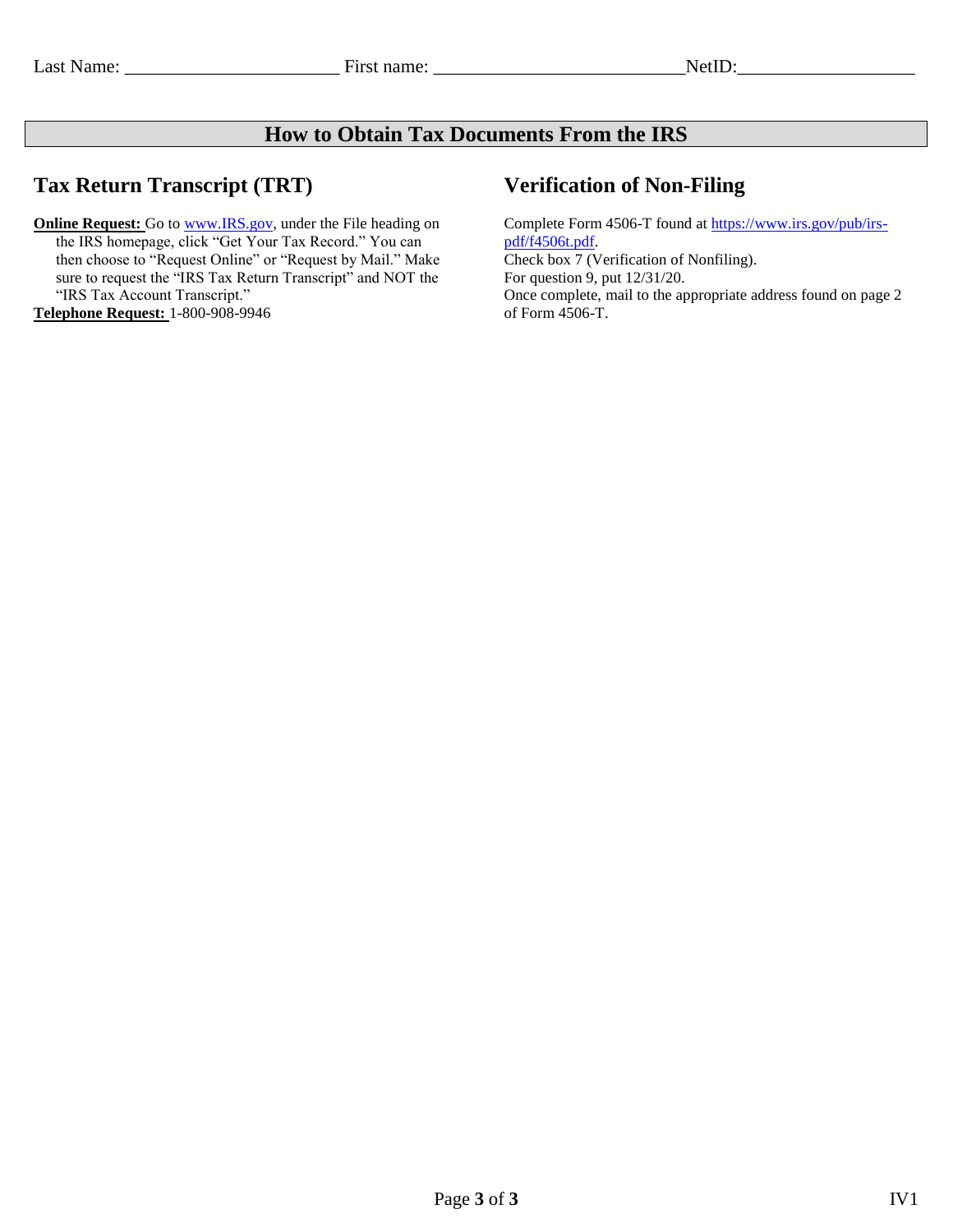Last Name: _______________________ First name: ___________________________NetID:___________________

## How to Obtain Tax Documents From the IRS

### Tax Return Transcript (TRT)

**Online Request:** Go to www.IRS.gov, under the File heading on the IRS homepage, click "Get Your Tax Record." You can then choose to "Request Online" or "Request by Mail." Make sure to request the "IRS Tax Return Transcript" and NOT the "IRS Tax Account Transcript."

**Telephone Request:** 1-800-908-9946

### Verification of Non-Filing

Complete Form 4506-T found at https://www.irs.gov/pub/irs-pdf/f4506t.pdf.
Check box 7 (Verification of Nonfiling).
For question 9, put 12/31/20.
Once complete, mail to the appropriate address found on page 2 of Form 4506-T.

IV1